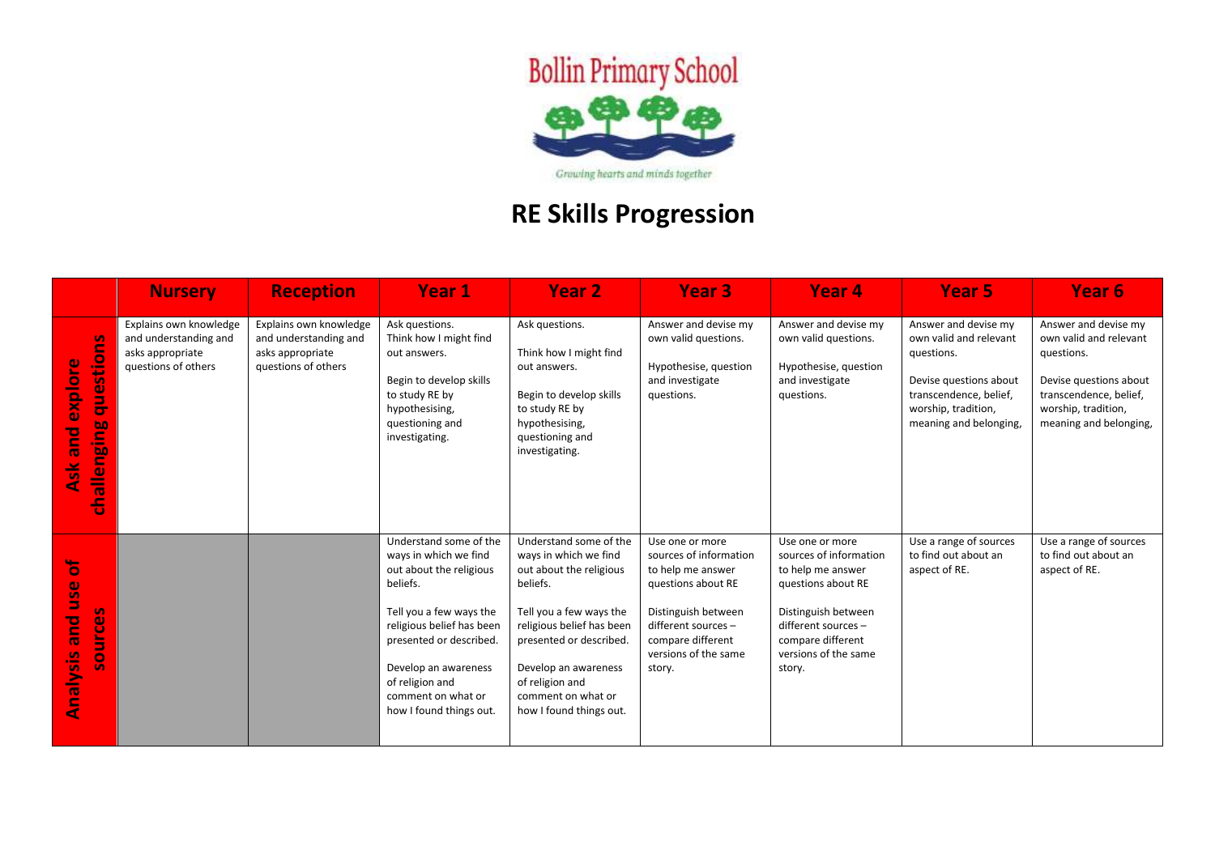# Bollin Primary School

*Growing hearts and minds together*

## RE Skills Progression

| | Nursery | Reception | Year 1 | Year 2 | Year 3 | Year 4 | Year 5 | Year 6 |
|---|---|---|---|---|---|---|---|---|
| **Ask and explore challenging questions** | Explains own knowledge and understanding and asks appropriate questions of others | Explains own knowledge and understanding and asks appropriate questions of others | Ask questions.<br>Think how I might find out answers.<br><br>Begin to develop skills to study RE by hypothesising, questioning and investigating. | Ask questions.<br><br>Think how I might find out answers.<br><br>Begin to develop skills to study RE by hypothesising, questioning and investigating. | Answer and devise my own valid questions.<br><br>Hypothesise, question and investigate questions. | Answer and devise my own valid questions.<br><br>Hypothesise, question and investigate questions. | Answer and devise my own valid and relevant questions.<br><br>Devise questions about transcendence, belief, worship, tradition, meaning and belonging, | Answer and devise my own valid and relevant questions.<br><br>Devise questions about transcendence, belief, worship, tradition, meaning and belonging, |
| **Analysis and use of sources** | | | Understand some of the ways in which we find out about the religious beliefs.<br><br>Tell you a few ways the religious belief has been presented or described.<br><br>Develop an awareness of religion and comment on what or how I found things out. | Understand some of the ways in which we find out about the religious beliefs.<br><br>Tell you a few ways the religious belief has been presented or described.<br><br>Develop an awareness of religion and comment on what or how I found things out. | Use one or more sources of information to help me answer questions about RE<br><br>Distinguish between different sources – compare different versions of the same story. | Use one or more sources of information to help me answer questions about RE<br><br>Distinguish between different sources – compare different versions of the same story. | Use a range of sources to find out about an aspect of RE. | Use a range of sources to find out about an aspect of RE. |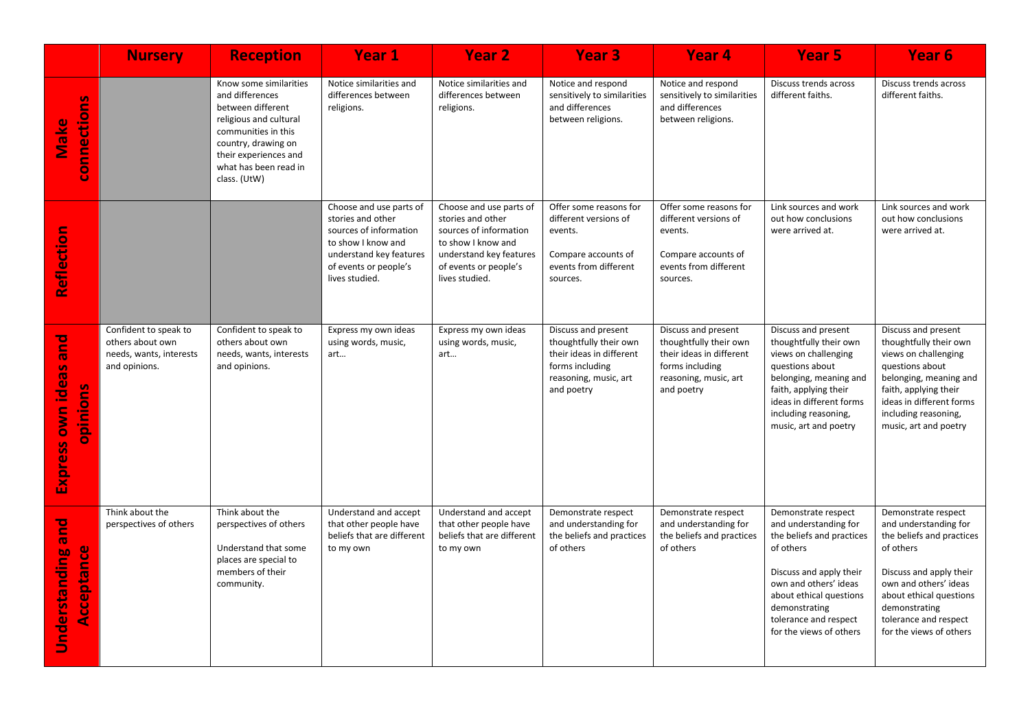| | Nursery | Reception | Year 1 | Year 2 | Year 3 | Year 4 | Year 5 | Year 6 |
|---|---|---|---|---|---|---|---|---|
| **Make connections** | | Know some similarities and differences between different religious and cultural communities in this country, drawing on their experiences and what has been read in class. (UtW) | Notice similarities and differences between religions. | Notice similarities and differences between religions. | Notice and respond sensitively to similarities and differences between religions. | Notice and respond sensitively to similarities and differences between religions. | Discuss trends across different faiths. | Discuss trends across different faiths. |
| **Reflection** | | | Choose and use parts of stories and other sources of information to show I know and understand key features of events or people's lives studied. | Choose and use parts of stories and other sources of information to show I know and understand key features of events or people's lives studied. | Offer some reasons for different versions of events.<br><br>Compare accounts of events from different sources. | Offer some reasons for different versions of events.<br><br>Compare accounts of events from different sources. | Link sources and work out how conclusions were arrived at. | Link sources and work out how conclusions were arrived at. |
| **Express own ideas and opinions** | Confident to speak to others about own needs, wants, interests and opinions. | Confident to speak to others about own needs, wants, interests and opinions. | Express my own ideas using words, music, art… | Express my own ideas using words, music, art… | Discuss and present thoughtfully their own their ideas in different forms including reasoning, music, art and poetry | Discuss and present thoughtfully their own their ideas in different forms including reasoning, music, art and poetry | Discuss and present thoughtfully their own views on challenging questions about belonging, meaning and faith, applying their ideas in different forms including reasoning, music, art and poetry | Discuss and present thoughtfully their own views on challenging questions about belonging, meaning and faith, applying their ideas in different forms including reasoning, music, art and poetry |
| **Understanding and Acceptance** | Think about the perspectives of others | Think about the perspectives of others<br><br>Understand that some places are special to members of their community. | Understand and accept that other people have beliefs that are different to my own | Understand and accept that other people have beliefs that are different to my own | Demonstrate respect and understanding for the beliefs and practices of others | Demonstrate respect and understanding for the beliefs and practices of others | Demonstrate respect and understanding for the beliefs and practices of others<br><br>Discuss and apply their own and others' ideas about ethical questions demonstrating tolerance and respect for the views of others | Demonstrate respect and understanding for the beliefs and practices of others<br><br>Discuss and apply their own and others' ideas about ethical questions demonstrating tolerance and respect for the views of others |